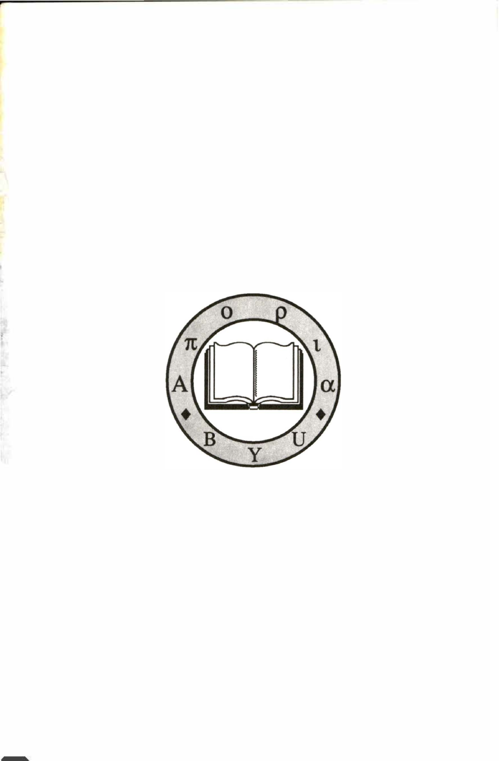Απορια

BYU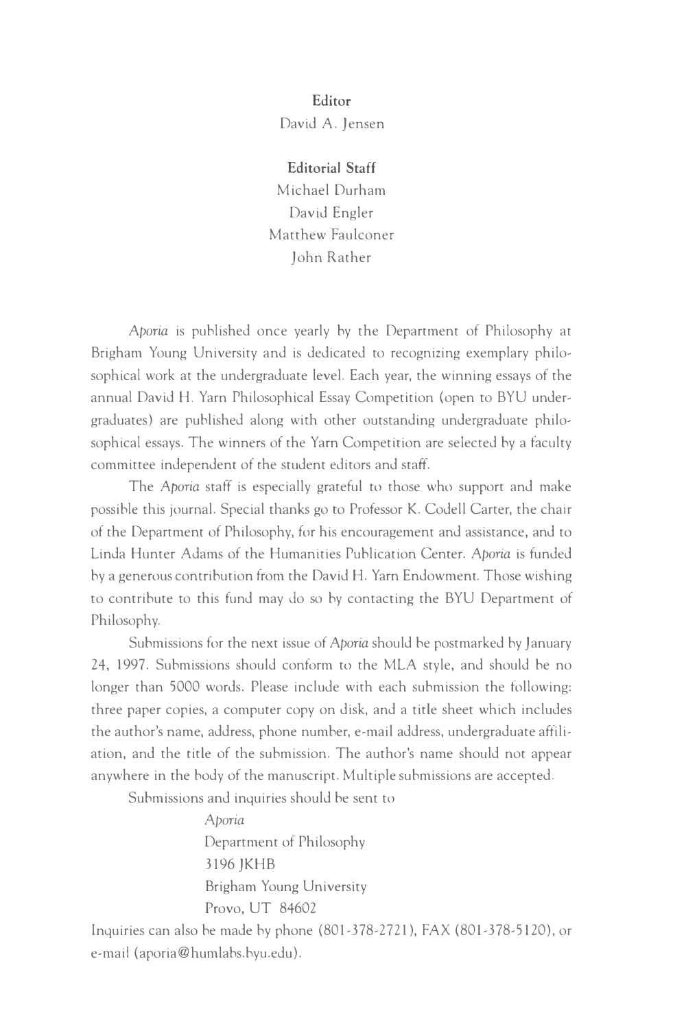**Editor**

David A. Jensen

**Editorial Staff**

Michael Durham

David Engler

Matthew Faulconer

John Rather

*Aporia* is published once yearly by the Department of Philosophy at Brigham Young University and is dedicated to recognizing exemplary philosophical work at the undergraduate level. Each year, the winning essays of the annual David H. Yarn Philosophical Essay Competition (open to BYU undergraduates) are published along with other outstanding undergraduate philosophical essays. The winners of the Yarn Competition are selected by a faculty committee independent of the student editors and staff.

The *Aporia* staff is especially grateful to those who support and make possible this journal. Special thanks go to Professor K. Codell Carter, the chair of the Department of Philosophy, for his encouragement and assistance, and to Linda Hunter Adams of the Humanities Publication Center. *Aporia* is funded by a generous contribution from the David H. Yarn Endowment. Those wishing to contribute to this fund may do so by contacting the BYU Department of Philosophy.

Submissions for the next issue of *Aporia* should be postmarked by January 24, 1997. Submissions should conform to the MLA style, and should be no longer than 5000 words. Please include with each submission the following: three paper copies, a computer copy on disk, and a title sheet which includes the author's name, address, phone number, e-mail address, undergraduate affiliation, and the title of the submission. The author's name should not appear anywhere in the body of the manuscript. Multiple submissions are accepted.

Submissions and inquiries should be sent to

*Aporia*
Department of Philosophy
3196 JKHB
Brigham Young University
Provo, UT 84602

Inquiries can also be made by phone (801-378-2721), FAX (801-378-5120), or e-mail (aporia@humlabs.byu.edu).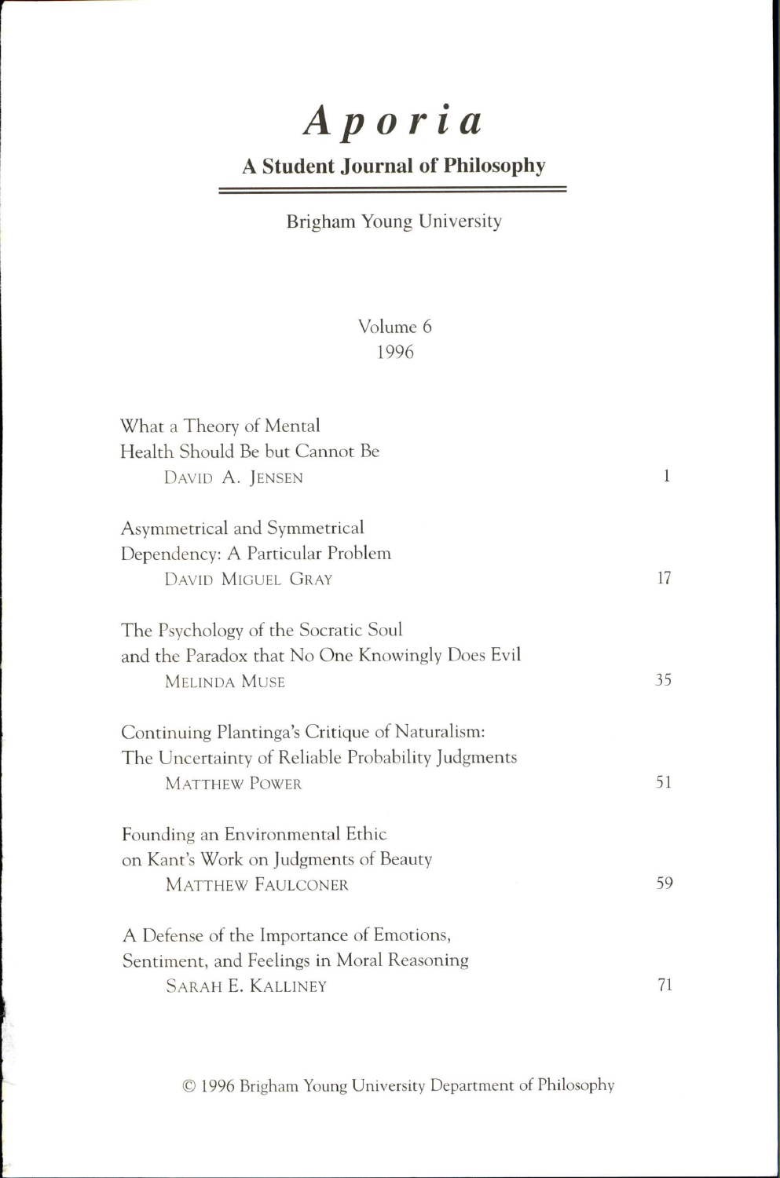# *Aporia*

## A Student Journal of Philosophy

Brigham Young University

Volume 6
1996

What a Theory of Mental Health Should Be but Cannot Be
DAVID A. JENSEN — 1

Asymmetrical and Symmetrical Dependency: A Particular Problem
DAVID MIGUEL GRAY — 17

The Psychology of the Socratic Soul and the Paradox that No One Knowingly Does Evil
MELINDA MUSE — 35

Continuing Plantinga's Critique of Naturalism: The Uncertainty of Reliable Probability Judgments
MATTHEW POWER — 51

Founding an Environmental Ethic on Kant's Work on Judgments of Beauty
MATTHEW FAULCONER — 59

A Defense of the Importance of Emotions, Sentiment, and Feelings in Moral Reasoning
SARAH E. KALLINEY — 71

© 1996 Brigham Young University Department of Philosophy